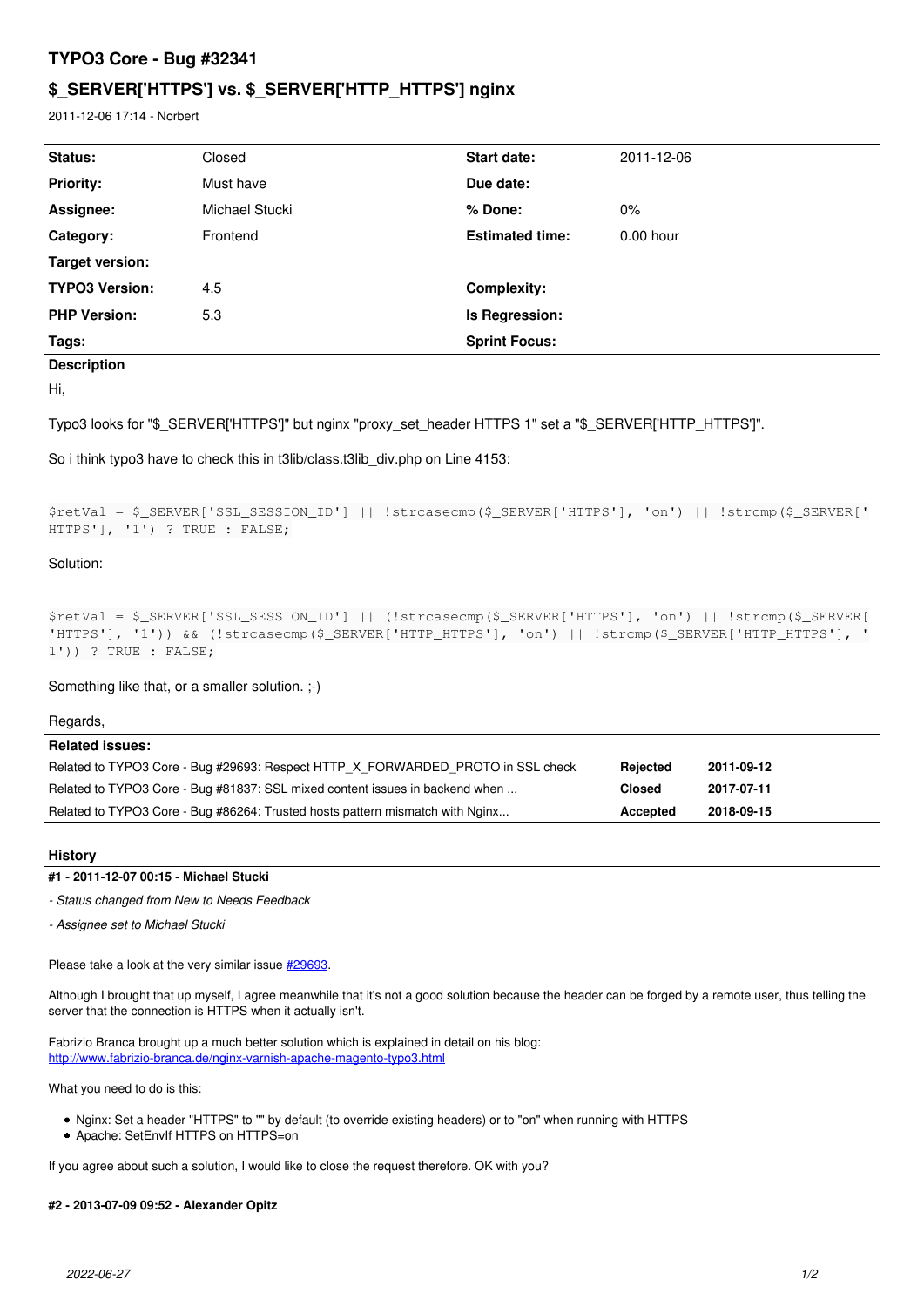# TYPO3 Core - Bug #32341

## $_SERVER['HTTPS'] vs. $_SERVER['HTTP_HTTPS'] nginx

2011-12-06 17:14 - Norbert

| | | | |
|---|---|---|---|
| **Status:** | Closed | **Start date:** | 2011-12-06 |
| **Priority:** | Must have | **Due date:** | |
| **Assignee:** | Michael Stucki | **% Done:** | 0% |
| **Category:** | Frontend | **Estimated time:** | 0.00 hour |
| **Target version:** | | | |
| **TYPO3 Version:** | 4.5 | **Complexity:** | |
| **PHP Version:** | 5.3 | **Is Regression:** | |
| **Tags:** | | **Sprint Focus:** | |

**Description**

Hi,

Typo3 looks for "$_SERVER['HTTPS']" but nginx "proxy_set_header HTTPS 1" set a "$_SERVER['HTTP_HTTPS']".

So i think typo3 have to check this in t3lib/class.t3lib_div.php on Line 4153:

```
$retVal = $_SERVER['SSL_SESSION_ID'] || !strcasecmp($_SERVER['HTTPS'], 'on') || !strcmp($_SERVER['HTTPS'], '1') ? TRUE : FALSE;
```

Solution:

```
$retVal = $_SERVER['SSL_SESSION_ID'] || (!strcasecmp($_SERVER['HTTPS'], 'on') || !strcmp($_SERVER['HTTPS'], '1')) && (!strcasecmp($_SERVER['HTTP_HTTPS'], 'on') || !strcmp($_SERVER['HTTP_HTTPS'], '1')) ? TRUE : FALSE;
```

Something like that, or a smaller solution. ;-)

Regards,

**Related issues:**

| | | |
|---|---|---|
| Related to TYPO3 Core - Bug #29693: Respect HTTP_X_FORWARDED_PROTO in SSL check | **Rejected** | **2011-09-12** |
| Related to TYPO3 Core - Bug #81837: SSL mixed content issues in backend when ... | **Closed** | **2017-07-11** |
| Related to TYPO3 Core - Bug #86264: Trusted hosts pattern mismatch with Nginx... | **Accepted** | **2018-09-15** |

## History

#### #1 - 2011-12-07 00:15 - Michael Stucki

*- Status changed from New to Needs Feedback*

*- Assignee set to Michael Stucki*

Please take a look at the very similar issue #29693.

Although I brought that up myself, I agree meanwhile that it's not a good solution because the header can be forged by a remote user, thus telling the server that the connection is HTTPS when it actually isn't.

Fabrizio Branca brought up a much better solution which is explained in detail on his blog:
http://www.fabrizio-branca.de/nginx-varnish-apache-magento-typo3.html

What you need to do is this:

- Nginx: Set a header "HTTPS" to "" by default (to override existing headers) or to "on" when running with HTTPS
- Apache: SetEnvIf HTTPS on HTTPS=on

If you agree about such a solution, I would like to close the request therefore. OK with you?

#### #2 - 2013-07-09 09:52 - Alexander Opitz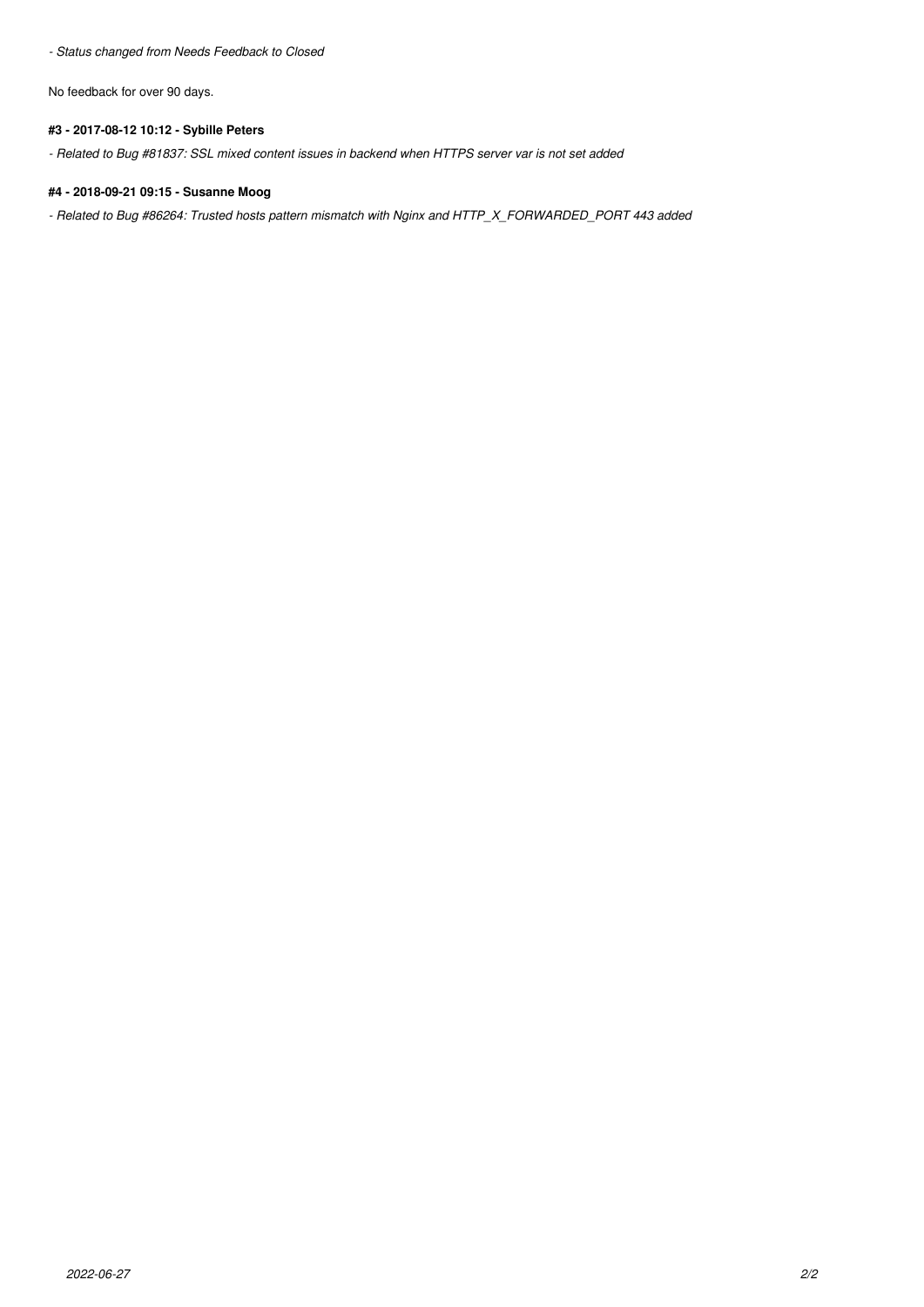*- Status changed from Needs Feedback to Closed*

No feedback for over 90 days.

#### #3 - 2017-08-12 10:12 - Sybille Peters

*- Related to Bug #81837: SSL mixed content issues in backend when HTTPS server var is not set added*

#### #4 - 2018-09-21 09:15 - Susanne Moog

*- Related to Bug #86264: Trusted hosts pattern mismatch with Nginx and HTTP_X_FORWARDED_PORT 443 added*